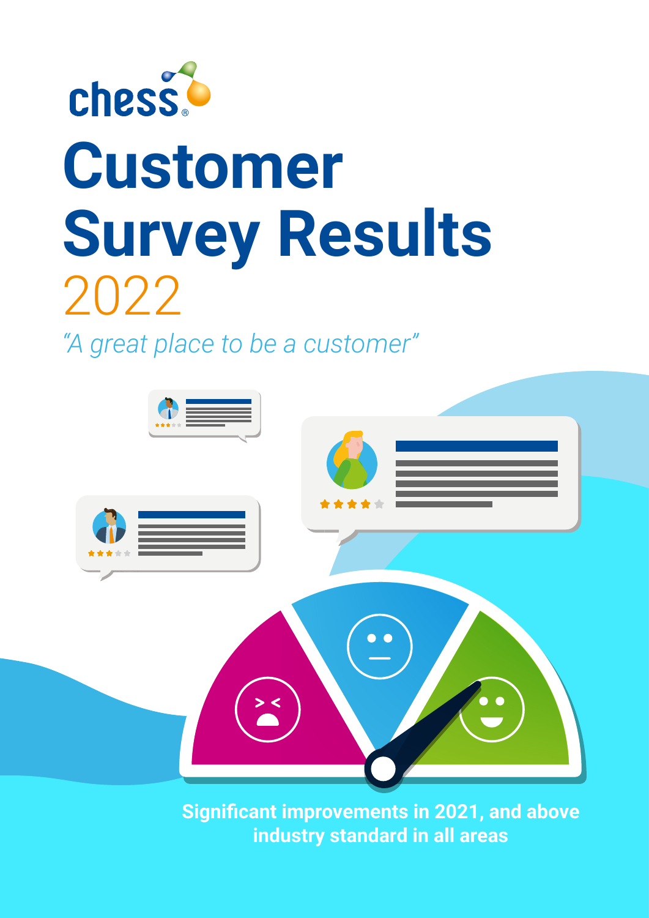chess

# Customer Survey Results 2022

*"A great place to be a customer"*

**Significant improvements in 2021, and above industry standard in all areas**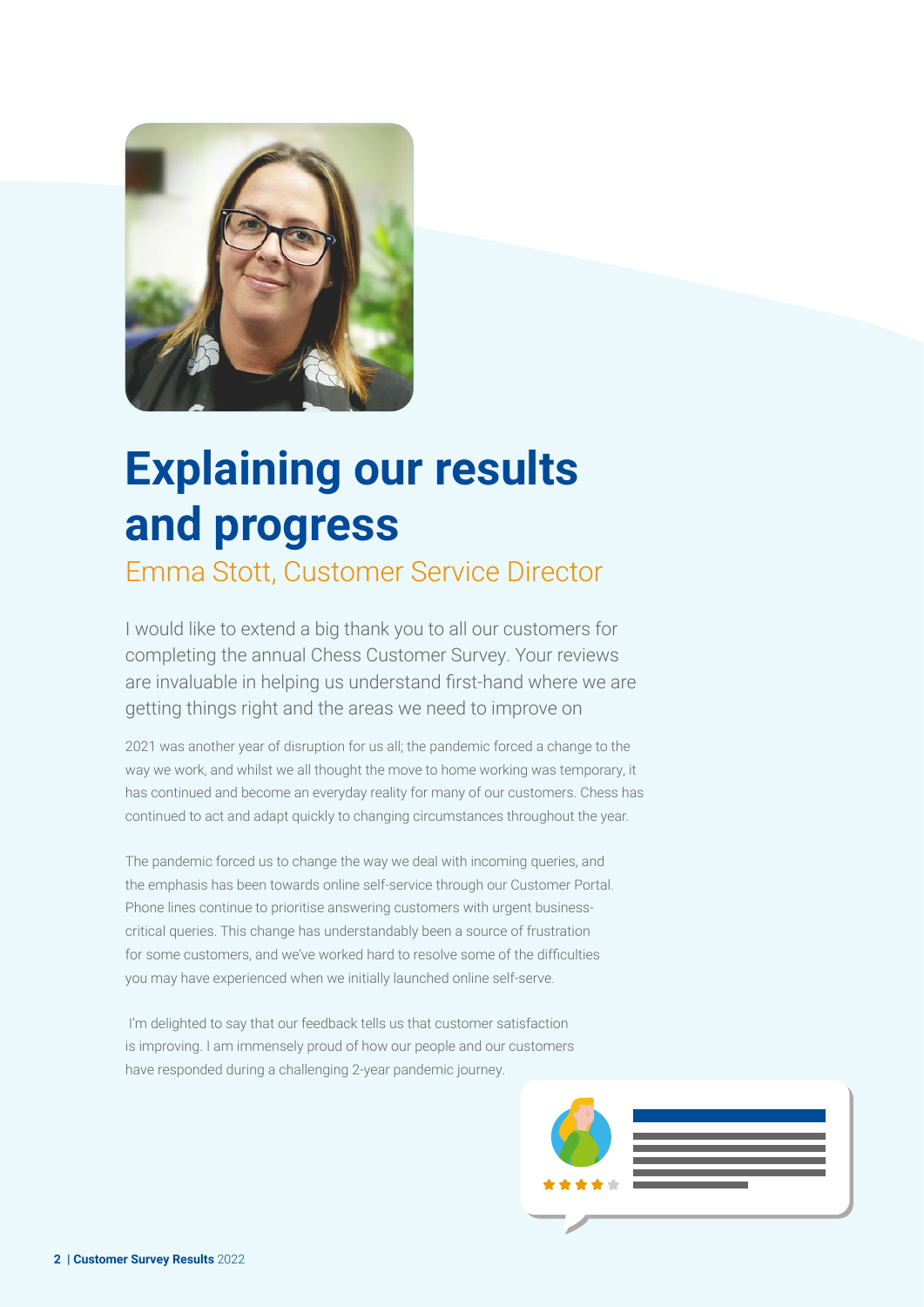# Explaining our results and progress

## Emma Stott, Customer Service Director

I would like to extend a big thank you to all our customers for completing the annual Chess Customer Survey. Your reviews are invaluable in helping us understand first-hand where we are getting things right and the areas we need to improve on

2021 was another year of disruption for us all; the pandemic forced a change to the way we work, and whilst we all thought the move to home working was temporary, it has continued and become an everyday reality for many of our customers. Chess has continued to act and adapt quickly to changing circumstances throughout the year.

The pandemic forced us to change the way we deal with incoming queries, and the emphasis has been towards online self-service through our Customer Portal. Phone lines continue to prioritise answering customers with urgent business-critical queries. This change has understandably been a source of frustration for some customers, and we've worked hard to resolve some of the difficulties you may have experienced when we initially launched online self-serve.

I'm delighted to say that our feedback tells us that customer satisfaction is improving. I am immensely proud of how our people and our customers have responded during a challenging 2-year pandemic journey.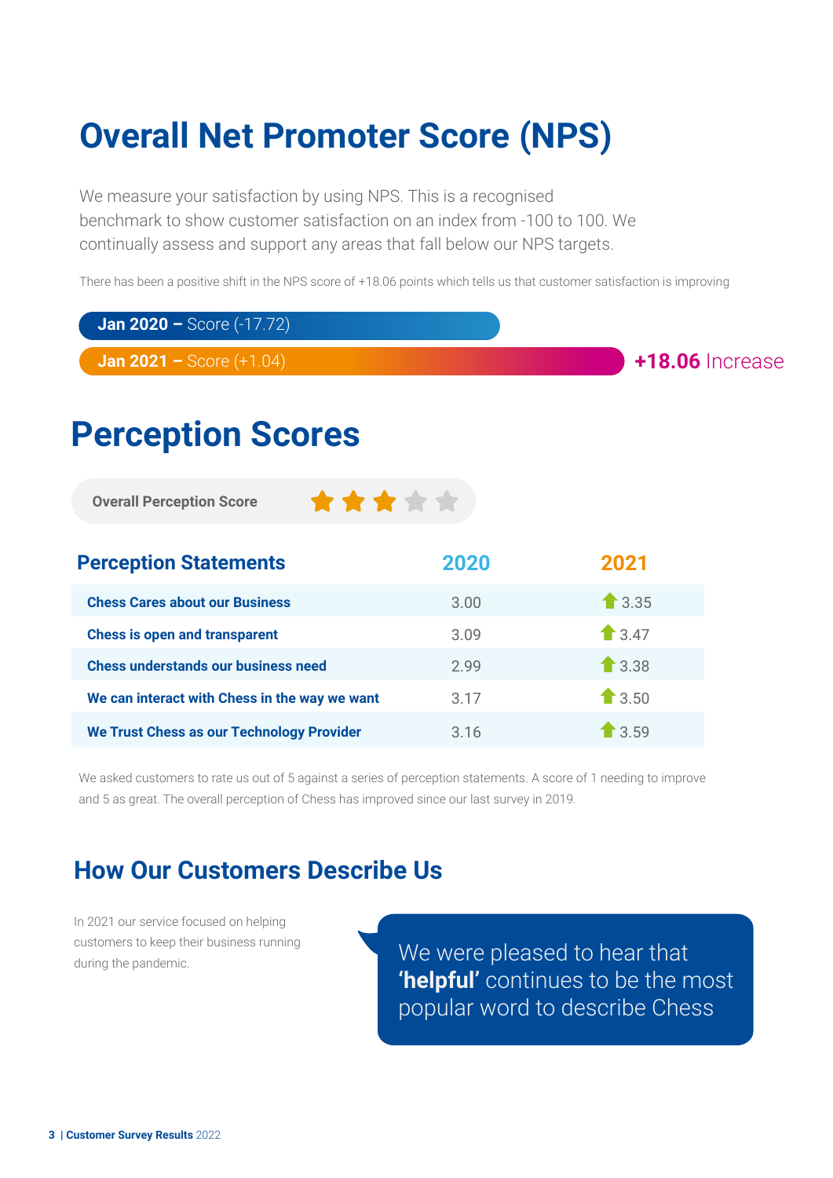# Overall Net Promoter Score (NPS)

We measure your satisfaction by using NPS. This is a recognised benchmark to show customer satisfaction on an index from -100 to 100. We continually assess and support any areas that fall below our NPS targets.

There has been a positive shift in the NPS score of +18.06 points which tells us that customer satisfaction is improving

**Jan 2020 –** Score (-17.72)

**Jan 2021 –** Score (+1.04)

**+18.06** Increase

# Perception Scores

**Overall Perception Score** ★★★☆☆

| Perception Statements | 2020 | 2021 |
|---|---|---|
| **Chess Cares about our Business** | 3.00 | ⬆ 3.35 |
| **Chess is open and transparent** | 3.09 | ⬆ 3.47 |
| **Chess understands our business need** | 2.99 | ⬆ 3.38 |
| **We can interact with Chess in the way we want** | 3.17 | ⬆ 3.50 |
| **We Trust Chess as our Technology Provider** | 3.16 | ⬆ 3.59 |

We asked customers to rate us out of 5 against a series of perception statements. A score of 1 needing to improve and 5 as great. The overall perception of Chess has improved since our last survey in 2019.

## How Our Customers Describe Us

In 2021 our service focused on helping customers to keep their business running during the pandemic.

We were pleased to hear that **'helpful'** continues to be the most popular word to describe Chess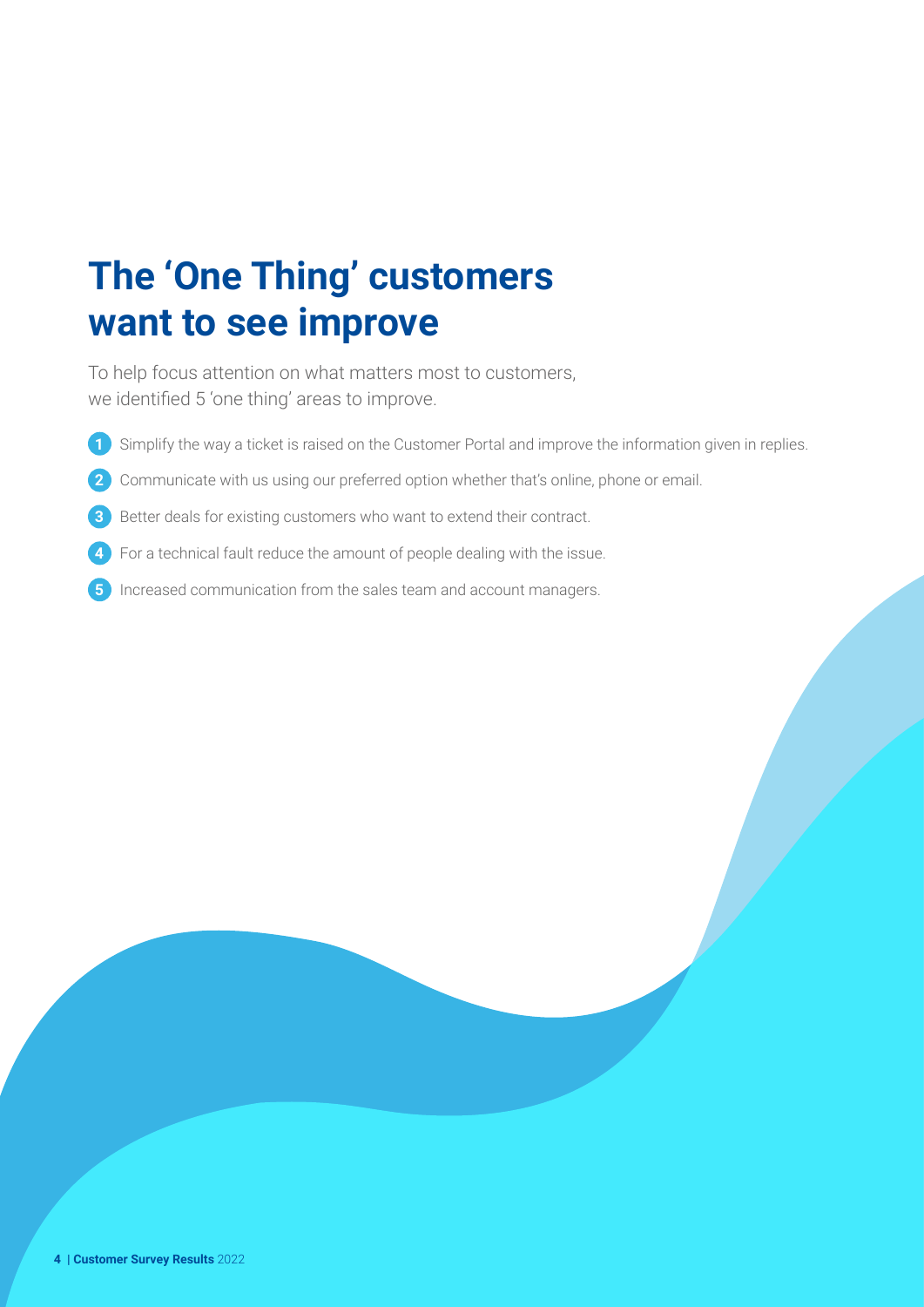# The 'One Thing' customers want to see improve

To help focus attention on what matters most to customers, we identified 5 'one thing' areas to improve.

1. Simplify the way a ticket is raised on the Customer Portal and improve the information given in replies.
2. Communicate with us using our preferred option whether that's online, phone or email.
3. Better deals for existing customers who want to extend their contract.
4. For a technical fault reduce the amount of people dealing with the issue.
5. Increased communication from the sales team and account managers.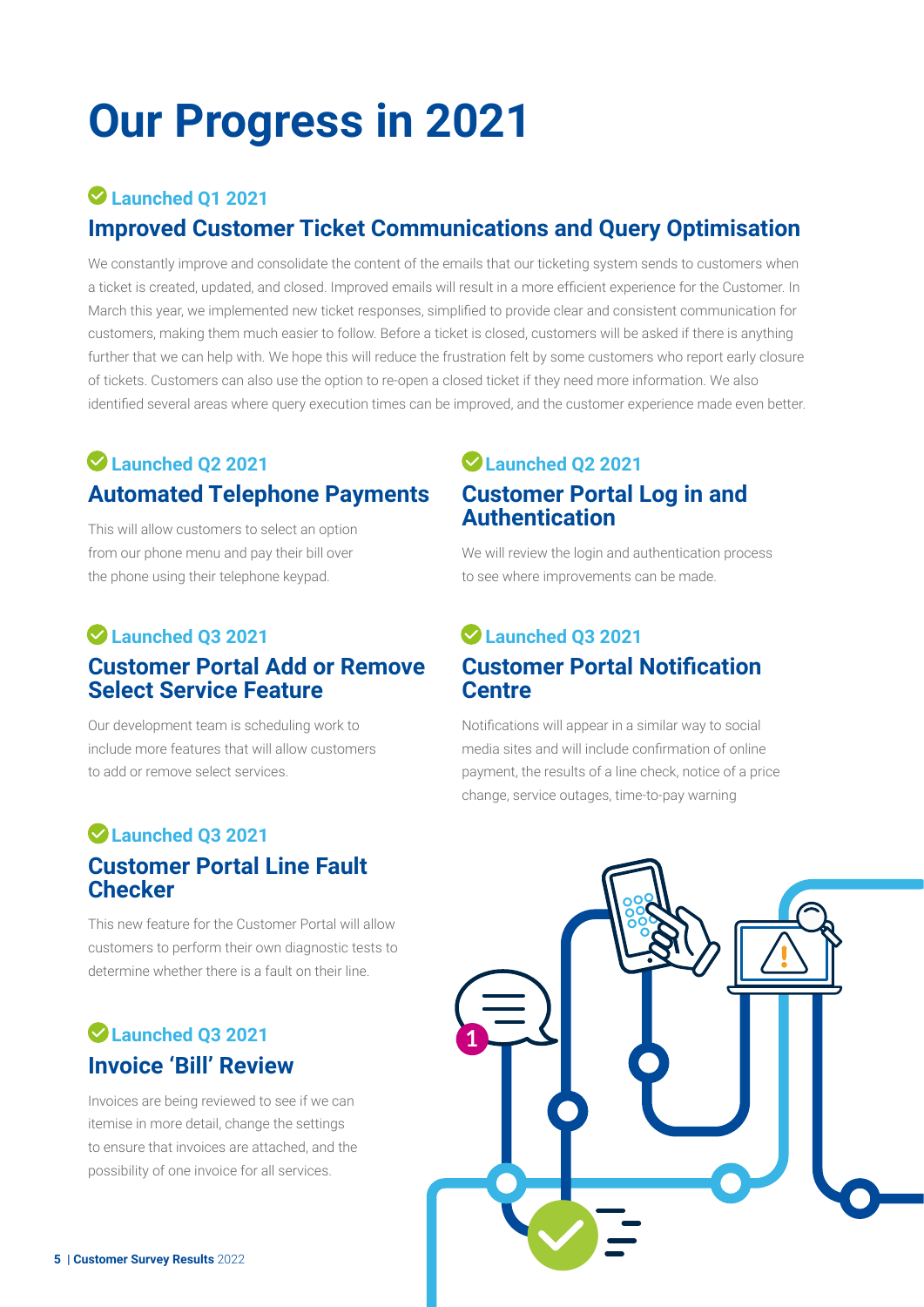# Our Progress in 2021

**Launched Q1 2021**

## Improved Customer Ticket Communications and Query Optimisation

We constantly improve and consolidate the content of the emails that our ticketing system sends to customers when a ticket is created, updated, and closed. Improved emails will result in a more efficient experience for the Customer. In March this year, we implemented new ticket responses, simplified to provide clear and consistent communication for customers, making them much easier to follow. Before a ticket is closed, customers will be asked if there is anything further that we can help with. We hope this will reduce the frustration felt by some customers who report early closure of tickets. Customers can also use the option to re-open a closed ticket if they need more information. We also identified several areas where query execution times can be improved, and the customer experience made even better.

**Launched Q2 2021**

## Automated Telephone Payments

This will allow customers to select an option from our phone menu and pay their bill over the phone using their telephone keypad.

**Launched Q2 2021**

## Customer Portal Log in and Authentication

We will review the login and authentication process to see where improvements can be made.

**Launched Q3 2021**

## Customer Portal Add or Remove Select Service Feature

Our development team is scheduling work to include more features that will allow customers to add or remove select services.

**Launched Q3 2021**

## Customer Portal Notification Centre

Notifications will appear in a similar way to social media sites and will include confirmation of online payment, the results of a line check, notice of a price change, service outages, time-to-pay warning

**Launched Q3 2021**

## Customer Portal Line Fault Checker

This new feature for the Customer Portal will allow customers to perform their own diagnostic tests to determine whether there is a fault on their line.

**Launched Q3 2021**

## Invoice 'Bill' Review

Invoices are being reviewed to see if we can itemise in more detail, change the settings to ensure that invoices are attached, and the possibility of one invoice for all services.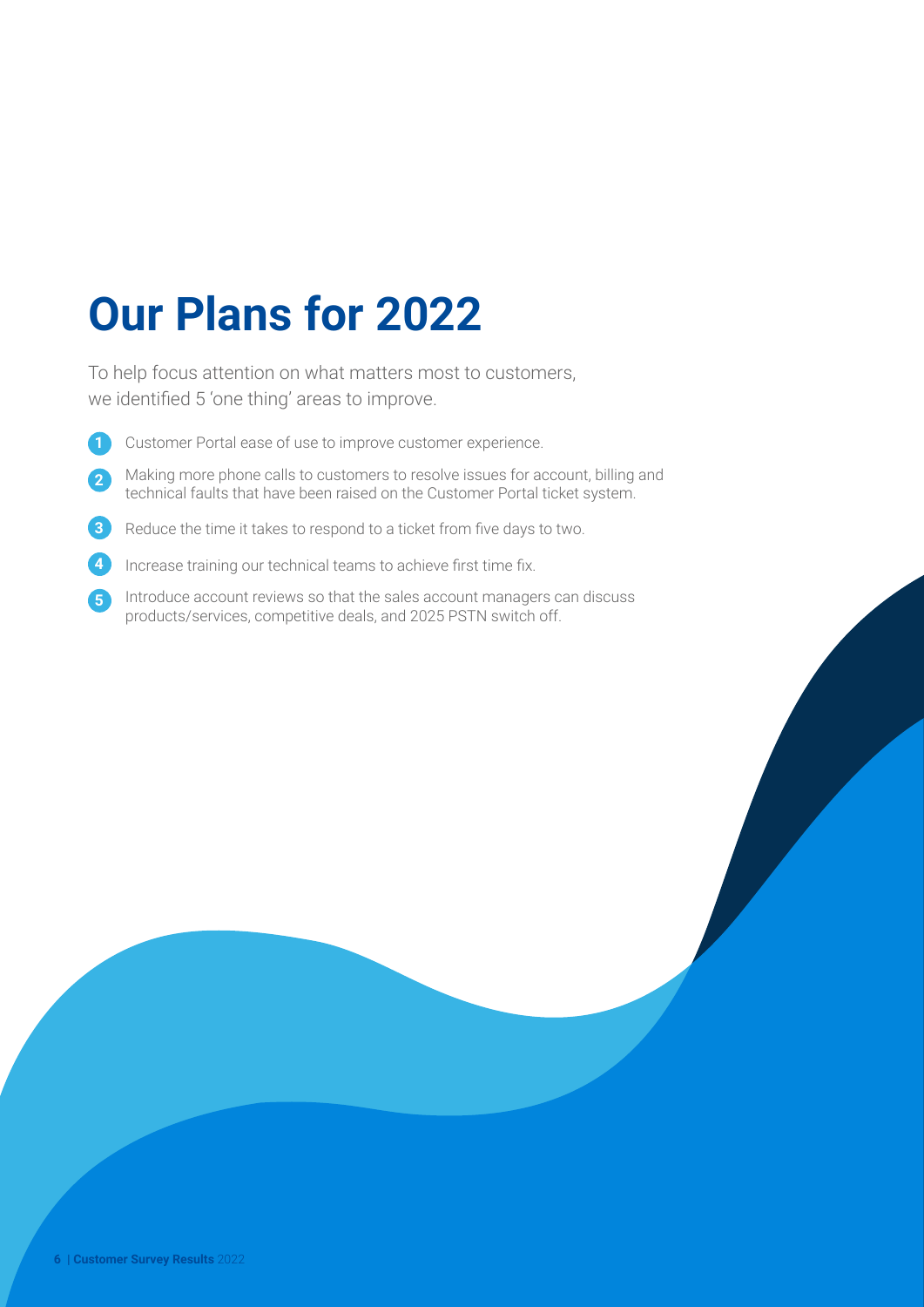# Our Plans for 2022

To help focus attention on what matters most to customers, we identified 5 'one thing' areas to improve.

1. Customer Portal ease of use to improve customer experience.
2. Making more phone calls to customers to resolve issues for account, billing and technical faults that have been raised on the Customer Portal ticket system.
3. Reduce the time it takes to respond to a ticket from five days to two.
4. Increase training our technical teams to achieve first time fix.
5. Introduce account reviews so that the sales account managers can discuss products/services, competitive deals, and 2025 PSTN switch off.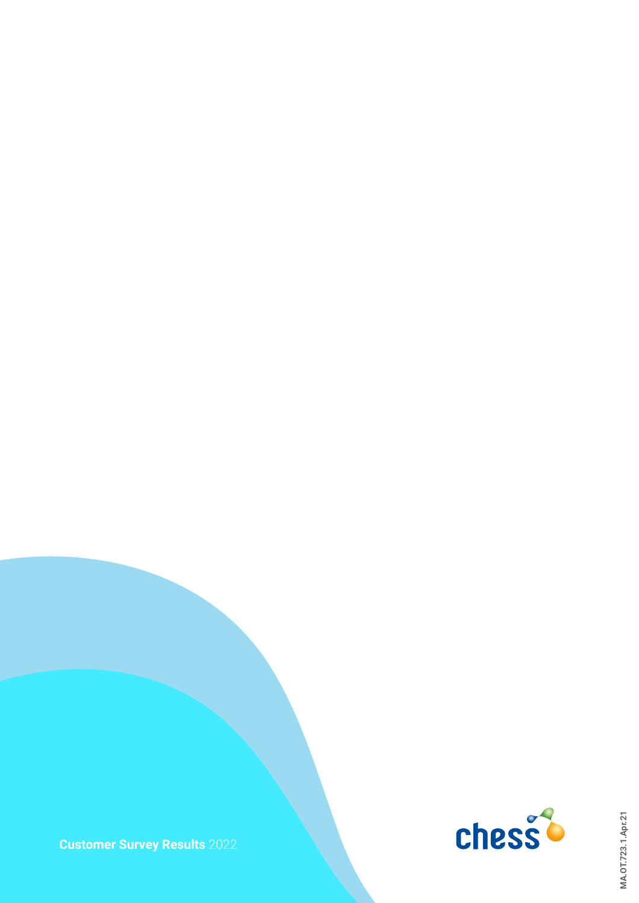**Customer Survey Results** 2022

chess

MA.OT.723.1.Apr.21